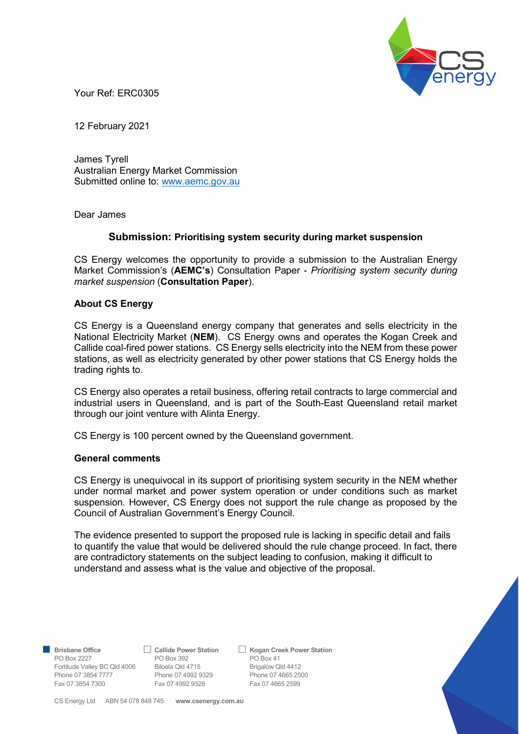Your Ref: ERC0305

12 February 2021

James Tyrell
Australian Energy Market Commission
Submitted online to: www.aemc.gov.au

Dear James

## Submission: Prioritising system security during market suspension

CS Energy welcomes the opportunity to provide a submission to the Australian Energy Market Commission's (**AEMC's**) Consultation Paper - *Prioritising system security during market suspension* (**Consultation Paper**).

### About CS Energy

CS Energy is a Queensland energy company that generates and sells electricity in the National Electricity Market (**NEM**). CS Energy owns and operates the Kogan Creek and Callide coal-fired power stations. CS Energy sells electricity into the NEM from these power stations, as well as electricity generated by other power stations that CS Energy holds the trading rights to.

CS Energy also operates a retail business, offering retail contracts to large commercial and industrial users in Queensland, and is part of the South-East Queensland retail market through our joint venture with Alinta Energy.

CS Energy is 100 percent owned by the Queensland government.

### General comments

CS Energy is unequivocal in its support of prioritising system security in the NEM whether under normal market and power system operation or under conditions such as market suspension. However, CS Energy does not support the rule change as proposed by the Council of Australian Government's Energy Council.

The evidence presented to support the proposed rule is lacking in specific detail and fails to quantify the value that would be delivered should the rule change proceed. In fact, there are contradictory statements on the subject leading to confusion, making it difficult to understand and assess what is the value and objective of the proposal.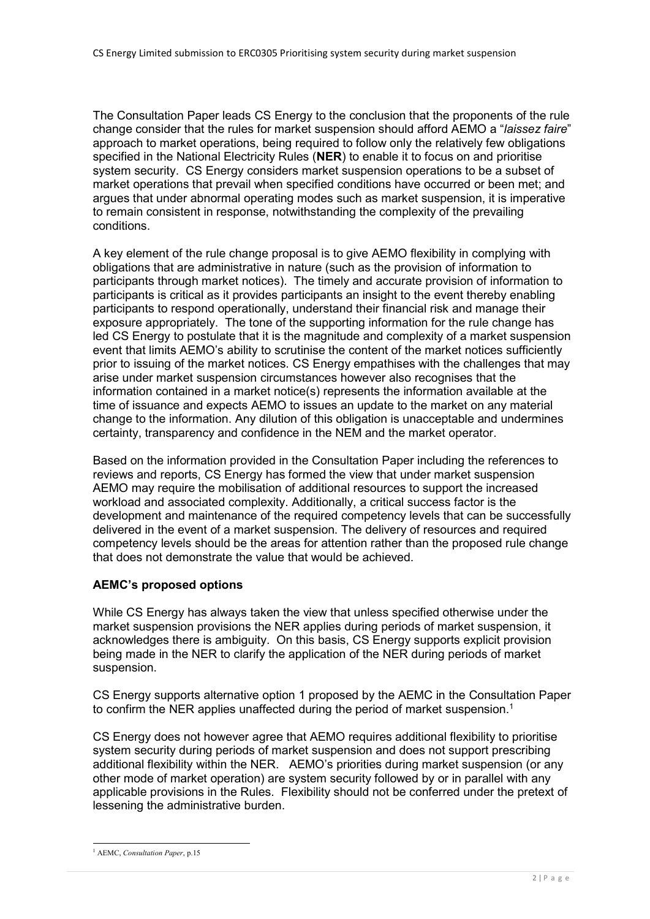The Consultation Paper leads CS Energy to the conclusion that the proponents of the rule change consider that the rules for market suspension should afford AEMO a "*laissez faire*" approach to market operations, being required to follow only the relatively few obligations specified in the National Electricity Rules (**NER**) to enable it to focus on and prioritise system security. CS Energy considers market suspension operations to be a subset of market operations that prevail when specified conditions have occurred or been met; and argues that under abnormal operating modes such as market suspension, it is imperative to remain consistent in response, notwithstanding the complexity of the prevailing conditions.

A key element of the rule change proposal is to give AEMO flexibility in complying with obligations that are administrative in nature (such as the provision of information to participants through market notices). The timely and accurate provision of information to participants is critical as it provides participants an insight to the event thereby enabling participants to respond operationally, understand their financial risk and manage their exposure appropriately. The tone of the supporting information for the rule change has led CS Energy to postulate that it is the magnitude and complexity of a market suspension event that limits AEMO's ability to scrutinise the content of the market notices sufficiently prior to issuing of the market notices. CS Energy empathises with the challenges that may arise under market suspension circumstances however also recognises that the information contained in a market notice(s) represents the information available at the time of issuance and expects AEMO to issues an update to the market on any material change to the information. Any dilution of this obligation is unacceptable and undermines certainty, transparency and confidence in the NEM and the market operator.

Based on the information provided in the Consultation Paper including the references to reviews and reports, CS Energy has formed the view that under market suspension AEMO may require the mobilisation of additional resources to support the increased workload and associated complexity. Additionally, a critical success factor is the development and maintenance of the required competency levels that can be successfully delivered in the event of a market suspension. The delivery of resources and required competency levels should be the areas for attention rather than the proposed rule change that does not demonstrate the value that would be achieved.

## AEMC's proposed options

While CS Energy has always taken the view that unless specified otherwise under the market suspension provisions the NER applies during periods of market suspension, it acknowledges there is ambiguity. On this basis, CS Energy supports explicit provision being made in the NER to clarify the application of the NER during periods of market suspension.

CS Energy supports alternative option 1 proposed by the AEMC in the Consultation Paper to confirm the NER applies unaffected during the period of market suspension.[1]

CS Energy does not however agree that AEMO requires additional flexibility to prioritise system security during periods of market suspension and does not support prescribing additional flexibility within the NER. AEMO's priorities during market suspension (or any other mode of market operation) are system security followed by or in parallel with any applicable provisions in the Rules. Flexibility should not be conferred under the pretext of lessening the administrative burden.

[1] AEMC, *Consultation Paper*, p.15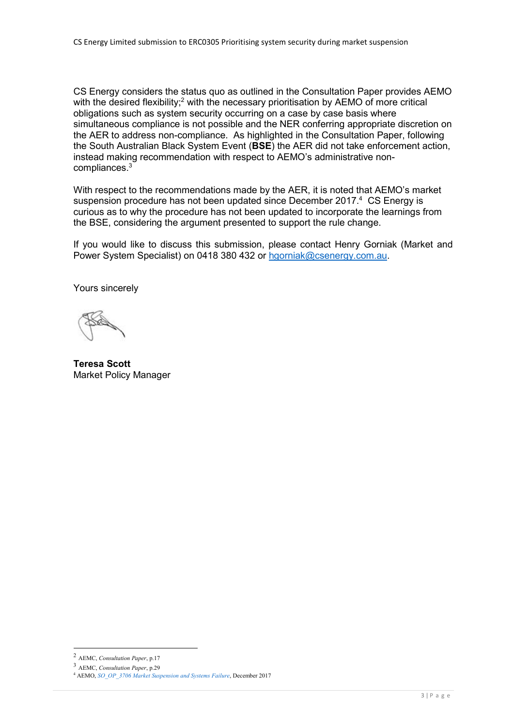CS Energy considers the status quo as outlined in the Consultation Paper provides AEMO with the desired flexibility;[2] with the necessary prioritisation by AEMO of more critical obligations such as system security occurring on a case by case basis where simultaneous compliance is not possible and the NER conferring appropriate discretion on the AER to address non-compliance. As highlighted in the Consultation Paper, following the South Australian Black System Event (**BSE**) the AER did not take enforcement action, instead making recommendation with respect to AEMO's administrative non-compliances.[3]

With respect to the recommendations made by the AER, it is noted that AEMO's market suspension procedure has not been updated since December 2017.[4] CS Energy is curious as to why the procedure has not been updated to incorporate the learnings from the BSE, considering the argument presented to support the rule change.

If you would like to discuss this submission, please contact Henry Gorniak (Market and Power System Specialist) on 0418 380 432 or hgorniak@csenergy.com.au.

Yours sincerely

**Teresa Scott**
Market Policy Manager

---

[2] AEMC, *Consultation Paper*, p.17

[3] AEMC, *Consultation Paper*, p.29

[4] AEMO, *SO_OP_3706 Market Suspension and Systems Failure*, December 2017